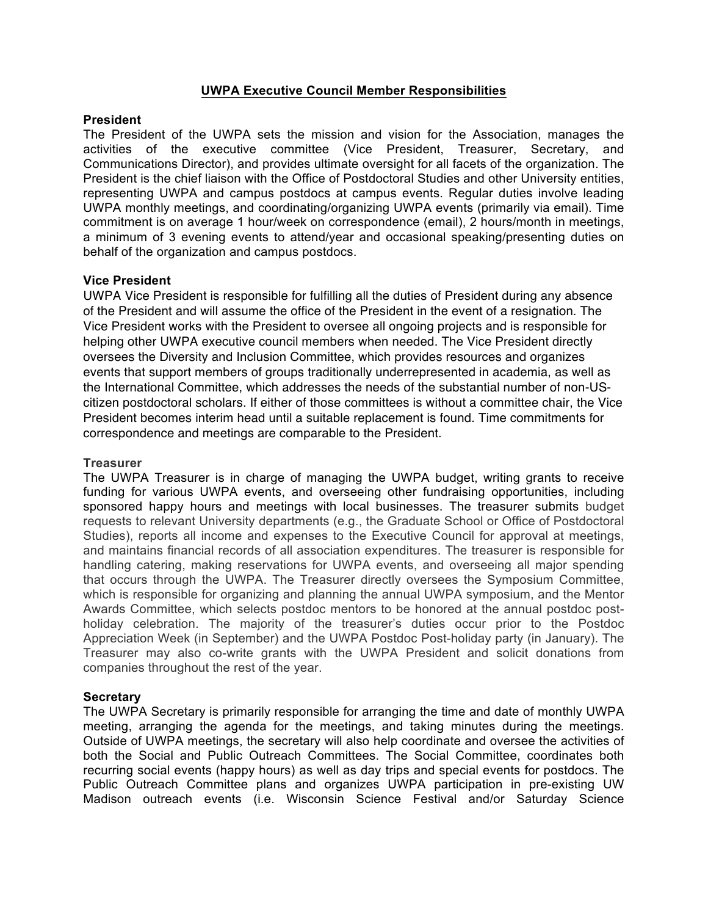# UWPA Executive Council Member Responsibilities

**President**

The President of the UWPA sets the mission and vision for the Association, manages the activities of the executive committee (Vice President, Treasurer, Secretary, and Communications Director), and provides ultimate oversight for all facets of the organization. The President is the chief liaison with the Office of Postdoctoral Studies and other University entities, representing UWPA and campus postdocs at campus events. Regular duties involve leading UWPA monthly meetings, and coordinating/organizing UWPA events (primarily via email). Time commitment is on average 1 hour/week on correspondence (email), 2 hours/month in meetings, a minimum of 3 evening events to attend/year and occasional speaking/presenting duties on behalf of the organization and campus postdocs.

**Vice President**

UWPA Vice President is responsible for fulfilling all the duties of President during any absence of the President and will assume the office of the President in the event of a resignation. The Vice President works with the President to oversee all ongoing projects and is responsible for helping other UWPA executive council members when needed. The Vice President directly oversees the Diversity and Inclusion Committee, which provides resources and organizes events that support members of groups traditionally underrepresented in academia, as well as the International Committee, which addresses the needs of the substantial number of non-US-citizen postdoctoral scholars. If either of those committees is without a committee chair, the Vice President becomes interim head until a suitable replacement is found. Time commitments for correspondence and meetings are comparable to the President.

**Treasurer**

The UWPA Treasurer is in charge of managing the UWPA budget, writing grants to receive funding for various UWPA events, and overseeing other fundraising opportunities, including sponsored happy hours and meetings with local businesses. The treasurer submits budget requests to relevant University departments (e.g., the Graduate School or Office of Postdoctoral Studies), reports all income and expenses to the Executive Council for approval at meetings, and maintains financial records of all association expenditures. The treasurer is responsible for handling catering, making reservations for UWPA events, and overseeing all major spending that occurs through the UWPA. The Treasurer directly oversees the Symposium Committee, which is responsible for organizing and planning the annual UWPA symposium, and the Mentor Awards Committee, which selects postdoc mentors to be honored at the annual postdoc post-holiday celebration. The majority of the treasurer's duties occur prior to the Postdoc Appreciation Week (in September) and the UWPA Postdoc Post-holiday party (in January). The Treasurer may also co-write grants with the UWPA President and solicit donations from companies throughout the rest of the year.

**Secretary**

The UWPA Secretary is primarily responsible for arranging the time and date of monthly UWPA meeting, arranging the agenda for the meetings, and taking minutes during the meetings. Outside of UWPA meetings, the secretary will also help coordinate and oversee the activities of both the Social and Public Outreach Committees. The Social Committee, coordinates both recurring social events (happy hours) as well as day trips and special events for postdocs. The Public Outreach Committee plans and organizes UWPA participation in pre-existing UW Madison outreach events (i.e. Wisconsin Science Festival and/or Saturday Science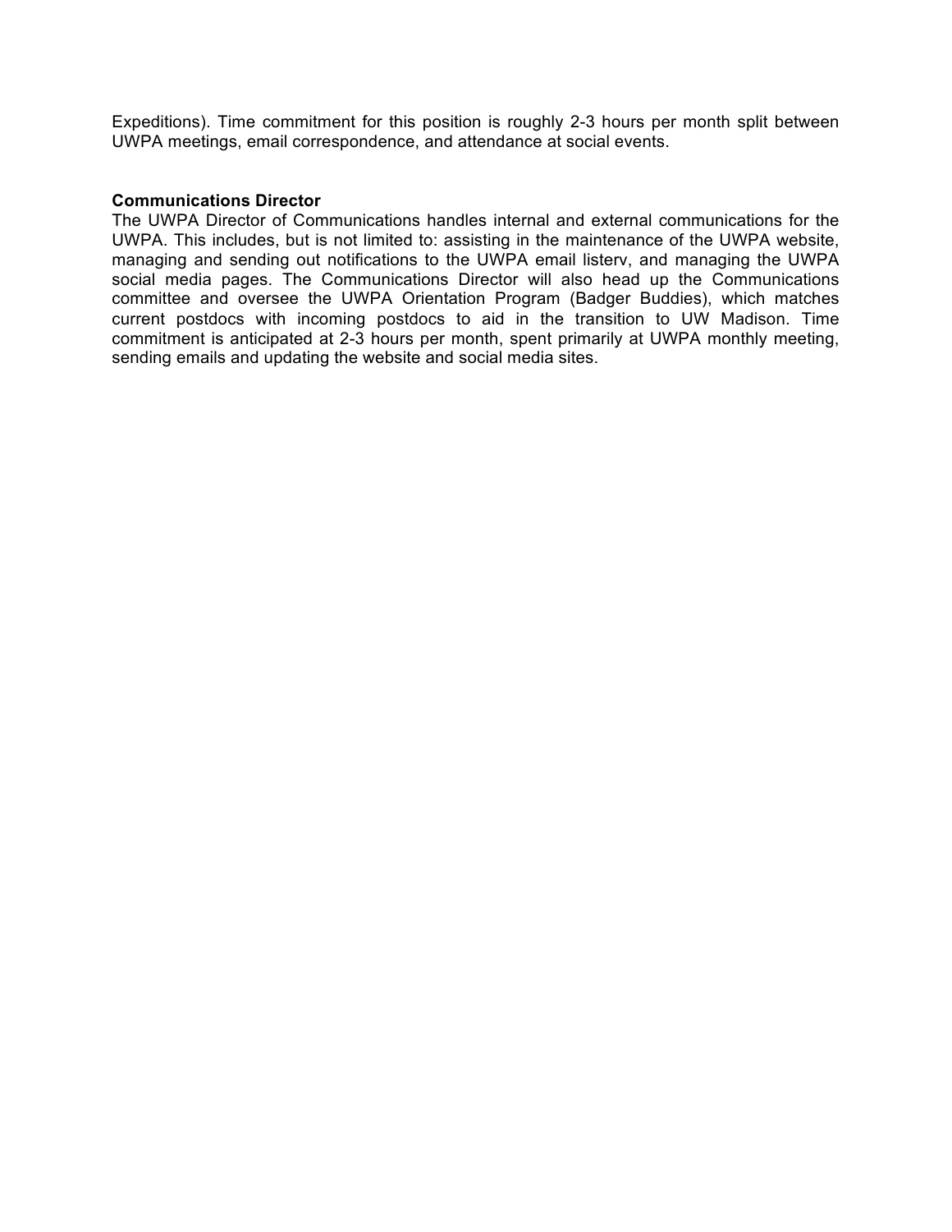Expeditions). Time commitment for this position is roughly 2-3 hours per month split between UWPA meetings, email correspondence, and attendance at social events.

**Communications Director**

The UWPA Director of Communications handles internal and external communications for the UWPA. This includes, but is not limited to: assisting in the maintenance of the UWPA website, managing and sending out notifications to the UWPA email listerv, and managing the UWPA social media pages. The Communications Director will also head up the Communications committee and oversee the UWPA Orientation Program (Badger Buddies), which matches current postdocs with incoming postdocs to aid in the transition to UW Madison. Time commitment is anticipated at 2-3 hours per month, spent primarily at UWPA monthly meeting, sending emails and updating the website and social media sites.